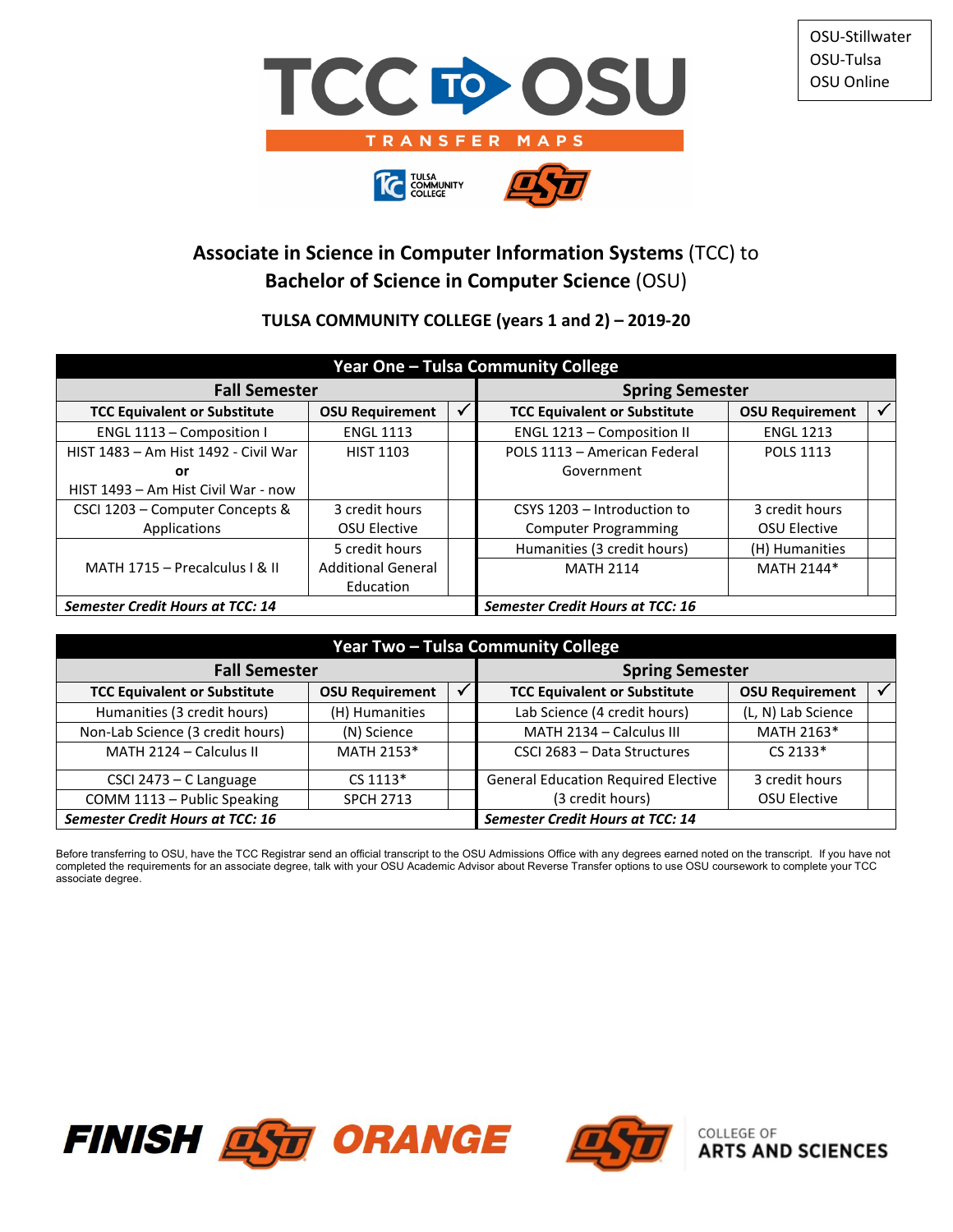OSU-Stillwater
OSU-Tulsa
OSU Online

# TCC TO OSU

TRANSFER MAPS

## **Associate in Science in Computer Information Systems** (TCC) to **Bachelor of Science in Computer Science** (OSU)

### TULSA COMMUNITY COLLEGE (years 1 and 2) – 2019-20

| Year One – Tulsa Community College | | | | | |
|---|---|---|---|---|---|
| **Fall Semester** | | | **Spring Semester** | | |
| **TCC Equivalent or Substitute** | **OSU Requirement** | ✓ | **TCC Equivalent or Substitute** | **OSU Requirement** | ✓ |
| ENGL 1113 – Composition I | ENGL 1113 | | ENGL 1213 – Composition II | ENGL 1213 | |
| HIST 1483 – Am Hist 1492 - Civil War **or** HIST 1493 – Am Hist Civil War - now | HIST 1103 | | POLS 1113 – American Federal Government | POLS 1113 | |
| CSCI 1203 – Computer Concepts & Applications | 3 credit hours OSU Elective | | CSYS 1203 – Introduction to Computer Programming | 3 credit hours OSU Elective | |
| MATH 1715 – Precalculus I & II | 5 credit hours Additional General Education | | Humanities (3 credit hours) | (H) Humanities | |
| | | | MATH 2114 | MATH 2144* | |
| ***Semester Credit Hours at TCC: 14*** | | | ***Semester Credit Hours at TCC: 16*** | | |

| Year Two – Tulsa Community College | | | | | |
|---|---|---|---|---|---|
| **Fall Semester** | | | **Spring Semester** | | |
| **TCC Equivalent or Substitute** | **OSU Requirement** | ✓ | **TCC Equivalent or Substitute** | **OSU Requirement** | ✓ |
| Humanities (3 credit hours) | (H) Humanities | | Lab Science (4 credit hours) | (L, N) Lab Science | |
| Non-Lab Science (3 credit hours) | (N) Science | | MATH 2134 – Calculus III | MATH 2163* | |
| MATH 2124 – Calculus II | MATH 2153* | | CSCI 2683 – Data Structures | CS 2133* | |
| CSCI 2473 – C Language | CS 1113* | | General Education Required Elective (3 credit hours) | 3 credit hours OSU Elective | |
| COMM 1113 – Public Speaking | SPCH 2713 | | | | |
| ***Semester Credit Hours at TCC: 16*** | | | ***Semester Credit Hours at TCC: 14*** | | |

Before transferring to OSU, have the TCC Registrar send an official transcript to the OSU Admissions Office with any degrees earned noted on the transcript. If you have not completed the requirements for an associate degree, talk with your OSU Academic Advisor about Reverse Transfer options to use OSU coursework to complete your TCC associate degree.

FINISH ORANGE

COLLEGE OF ARTS AND SCIENCES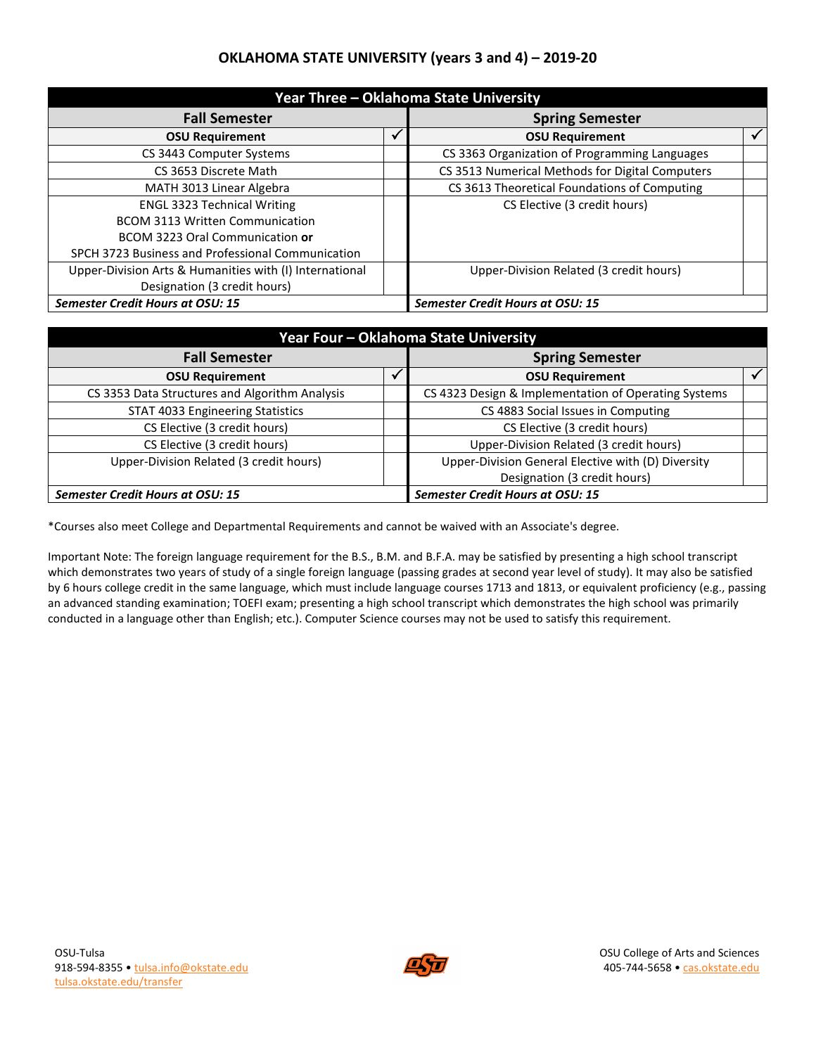# OKLAHOMA STATE UNIVERSITY (years 3 and 4) – 2019-20

| Year Three – Oklahoma State University | | | |
|---|---|---|---|
| **Fall Semester** | | **Spring Semester** | |
| **OSU Requirement** | ✓ | **OSU Requirement** | ✓ |
| CS 3443 Computer Systems | | CS 3363 Organization of Programming Languages | |
| CS 3653 Discrete Math | | CS 3513 Numerical Methods for Digital Computers | |
| MATH 3013 Linear Algebra | | CS 3613 Theoretical Foundations of Computing | |
| ENGL 3323 Technical Writing<br>BCOM 3113 Written Communication<br>BCOM 3223 Oral Communication **or**<br>SPCH 3723 Business and Professional Communication | | CS Elective (3 credit hours) | |
| Upper-Division Arts & Humanities with (I) International Designation (3 credit hours) | | Upper-Division Related (3 credit hours) | |
| ***Semester Credit Hours at OSU: 15*** | | ***Semester Credit Hours at OSU: 15*** | |

| Year Four – Oklahoma State University | | | |
|---|---|---|---|
| **Fall Semester** | | **Spring Semester** | |
| **OSU Requirement** | ✓ | **OSU Requirement** | ✓ |
| CS 3353 Data Structures and Algorithm Analysis | | CS 4323 Design & Implementation of Operating Systems | |
| STAT 4033 Engineering Statistics | | CS 4883 Social Issues in Computing | |
| CS Elective (3 credit hours) | | CS Elective (3 credit hours) | |
| CS Elective (3 credit hours) | | Upper-Division Related (3 credit hours) | |
| Upper-Division Related (3 credit hours) | | Upper-Division General Elective with (D) Diversity Designation (3 credit hours) | |
| ***Semester Credit Hours at OSU: 15*** | | ***Semester Credit Hours at OSU: 15*** | |

*Courses also meet College and Departmental Requirements and cannot be waived with an Associate's degree.

Important Note: The foreign language requirement for the B.S., B.M. and B.F.A. may be satisfied by presenting a high school transcript which demonstrates two years of study of a single foreign language (passing grades at second year level of study). It may also be satisfied by 6 hours college credit in the same language, which must include language courses 1713 and 1813, or equivalent proficiency (e.g., passing an advanced standing examination; TOEFl exam; presenting a high school transcript which demonstrates the high school was primarily conducted in a language other than English; etc.). Computer Science courses may not be used to satisfy this requirement.

OSU-Tulsa
918-594-8355 • tulsa.info@okstate.edu
tulsa.okstate.edu/transfer

OSU College of Arts and Sciences
405-744-5658 • cas.okstate.edu